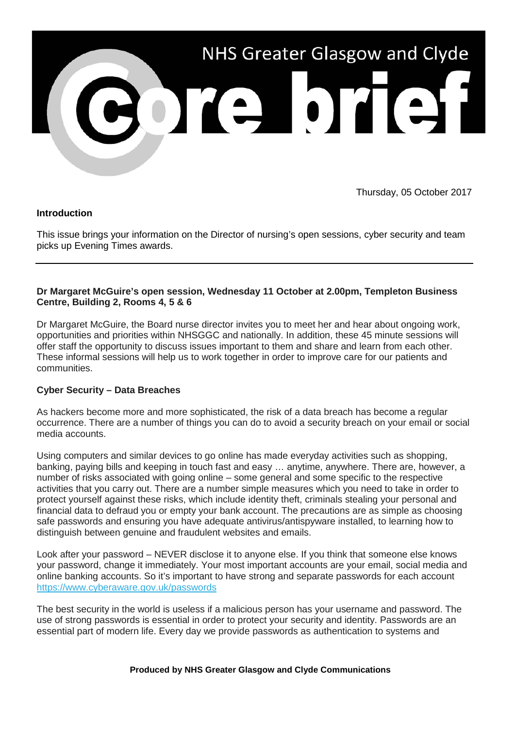# NHS Greater Glasgow and Clyde Core brief

Thursday, 05 October 2017

**Introduction**

This issue brings your information on the Director of nursing's open sessions, cyber security and team picks up Evening Times awards.

---

**Dr Margaret McGuire's open session, Wednesday 11 October at 2.00pm, Templeton Business Centre, Building 2, Rooms 4, 5 & 6**

Dr Margaret McGuire, the Board nurse director invites you to meet her and hear about ongoing work, opportunities and priorities within NHSGGC and nationally. In addition, these 45 minute sessions will offer staff the opportunity to discuss issues important to them and share and learn from each other. These informal sessions will help us to work together in order to improve care for our patients and communities.

**Cyber Security – Data Breaches**

As hackers become more and more sophisticated, the risk of a data breach has become a regular occurrence. There are a number of things you can do to avoid a security breach on your email or social media accounts.

Using computers and similar devices to go online has made everyday activities such as shopping, banking, paying bills and keeping in touch fast and easy … anytime, anywhere. There are, however, a number of risks associated with going online – some general and some specific to the respective activities that you carry out. There are a number simple measures which you need to take in order to protect yourself against these risks, which include identity theft, criminals stealing your personal and financial data to defraud you or empty your bank account. The precautions are as simple as choosing safe passwords and ensuring you have adequate antivirus/antispyware installed, to learning how to distinguish between genuine and fraudulent websites and emails.

Look after your password – NEVER disclose it to anyone else. If you think that someone else knows your password, change it immediately. Your most important accounts are your email, social media and online banking accounts. So it's important to have strong and separate passwords for each account https://www.cyberaware.gov.uk/passwords

The best security in the world is useless if a malicious person has your username and password. The use of strong passwords is essential in order to protect your security and identity. Passwords are an essential part of modern life. Every day we provide passwords as authentication to systems and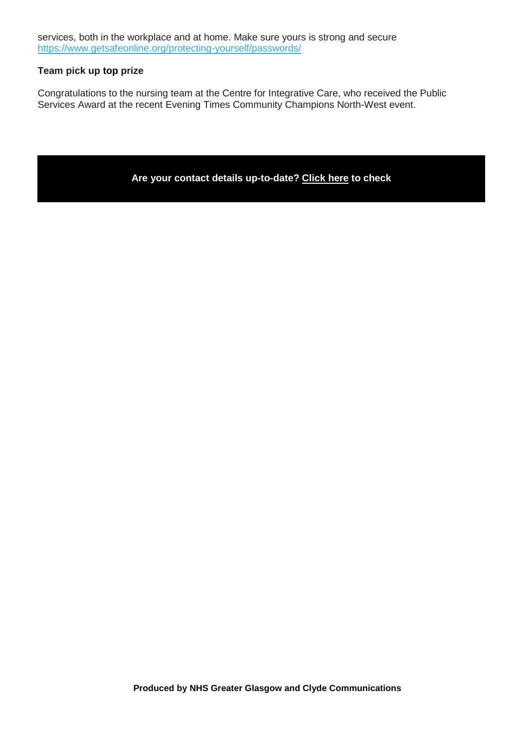services, both in the workplace and at home. Make sure yours is strong and secure https://www.getsafeonline.org/protecting-yourself/passwords/

**Team pick up top prize**

Congratulations to the nursing team at the Centre for Integrative Care, who received the Public Services Award at the recent Evening Times Community Champions North-West event.

**Are your contact details up-to-date? Click here to check**

**Produced by NHS Greater Glasgow and Clyde Communications**